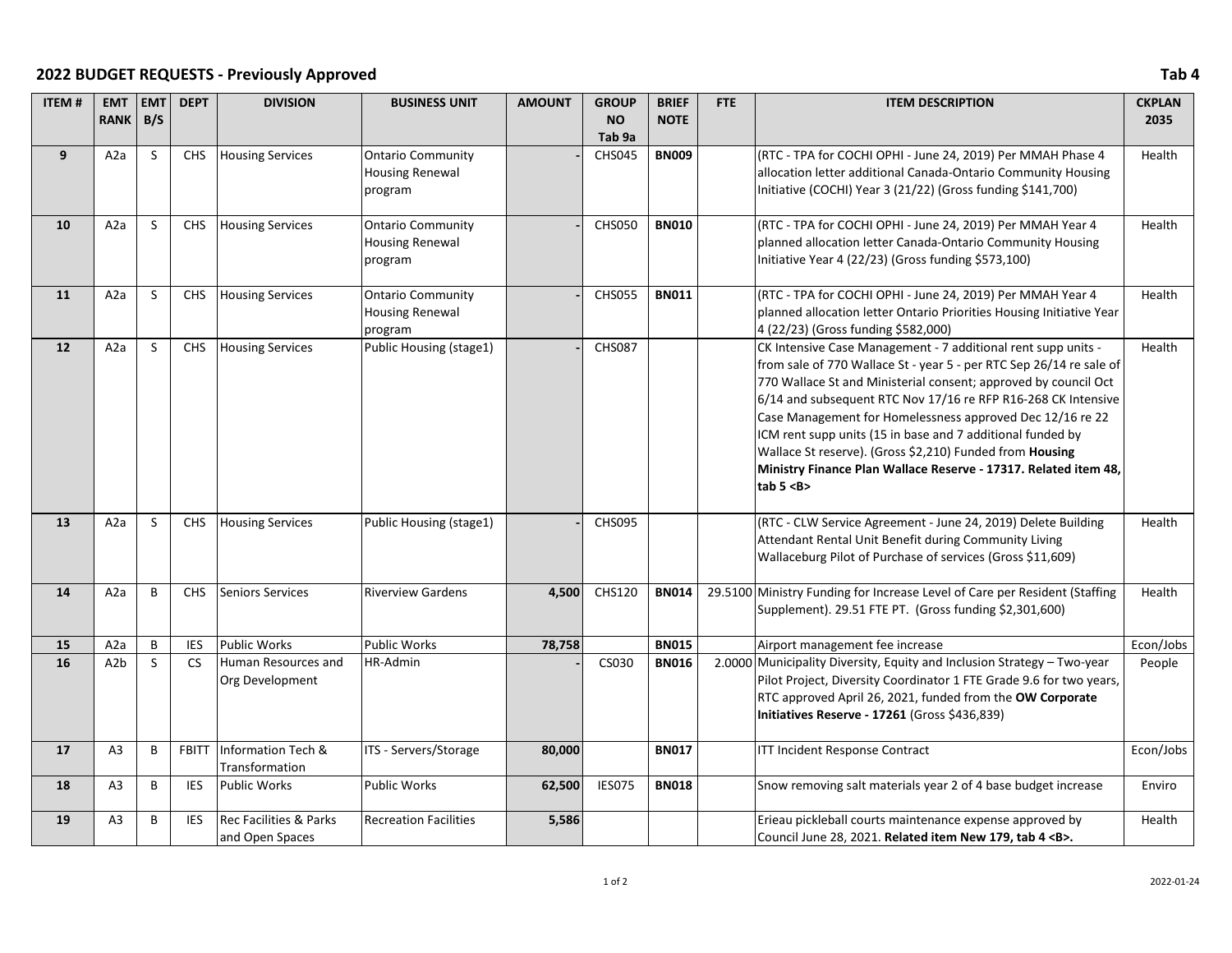## 2022 BUDGET REQUESTS - Previously Approved

Tab 4

| ITEM # | EMT RANK | EMT B/S | DEPT | DIVISION | BUSINESS UNIT | AMOUNT | GROUP NO Tab 9a | BRIEF NOTE | FTE | ITEM DESCRIPTION | CKPLAN 2035 |
|---|---|---|---|---|---|---|---|---|---|---|---|
| **9** | A2a | S | CHS | Housing Services | Ontario Community Housing Renewal program | - | CHS045 | **BN009** | | (RTC - TPA for COCHI OPHI - June 24, 2019) Per MMAH Phase 4 allocation letter additional Canada-Ontario Community Housing Initiative (COCHI) Year 3 (21/22) (Gross funding $141,700) | Health |
| **10** | A2a | S | CHS | Housing Services | Ontario Community Housing Renewal program | - | CHS050 | **BN010** | | (RTC - TPA for COCHI OPHI - June 24, 2019) Per MMAH Year 4 planned allocation letter Canada-Ontario Community Housing Initiative Year 4 (22/23) (Gross funding $573,100) | Health |
| **11** | A2a | S | CHS | Housing Services | Ontario Community Housing Renewal program | - | CHS055 | **BN011** | | (RTC - TPA for COCHI OPHI - June 24, 2019) Per MMAH Year 4 planned allocation letter Ontario Priorities Housing Initiative Year 4 (22/23) (Gross funding $582,000) | Health |
| **12** | A2a | S | CHS | Housing Services | Public Housing (stage1) | - | CHS087 | | | CK Intensive Case Management - 7 additional rent supp units - from sale of 770 Wallace St - year 5 - per RTC Sep 26/14 re sale of 770 Wallace St and Ministerial consent; approved by council Oct 6/14 and subsequent RTC Nov 17/16 re RFP R16-268 CK Intensive Case Management for Homelessness approved Dec 12/16 re 22 ICM rent supp units (15 in base and 7 additional funded by Wallace St reserve). (Gross $2,210) Funded from **Housing Ministry Finance Plan Wallace Reserve - 17317. Related item 48, tab 5 <B>** | Health |
| **13** | A2a | S | CHS | Housing Services | Public Housing (stage1) | - | CHS095 | | | (RTC - CLW Service Agreement - June 24, 2019) Delete Building Attendant Rental Unit Benefit during Community Living Wallaceburg Pilot of Purchase of services (Gross $11,609) | Health |
| **14** | A2a | B | CHS | Seniors Services | Riverview Gardens | **4,500** | CHS120 | **BN014** | 29.5100 | Ministry Funding for Increase Level of Care per Resident (Staffing Supplement). 29.51 FTE PT. (Gross funding $2,301,600) | Health |
| **15** | A2a | B | IES | Public Works | Public Works | **78,758** | | **BN015** | | Airport management fee increase | Econ/Jobs |
| **16** | A2b | S | CS | Human Resources and Org Development | HR-Admin | - | CS030 | **BN016** | 2.0000 | Municipality Diversity, Equity and Inclusion Strategy – Two-year Pilot Project, Diversity Coordinator 1 FTE Grade 9.6 for two years, RTC approved April 26, 2021, funded from the **OW Corporate Initiatives Reserve - 17261** (Gross $436,839) | People |
| **17** | A3 | B | FBITT | Information Tech & Transformation | ITS - Servers/Storage | **80,000** | | **BN017** | | ITT Incident Response Contract | Econ/Jobs |
| **18** | A3 | B | IES | Public Works | Public Works | **62,500** | IES075 | **BN018** | | Snow removing salt materials year 2 of 4 base budget increase | Enviro |
| **19** | A3 | B | IES | Rec Facilities & Parks and Open Spaces | Recreation Facilities | **5,586** | | | | Erieau pickleball courts maintenance expense approved by Council June 28, 2021. **Related item New 179, tab 4 <B>.** | Health |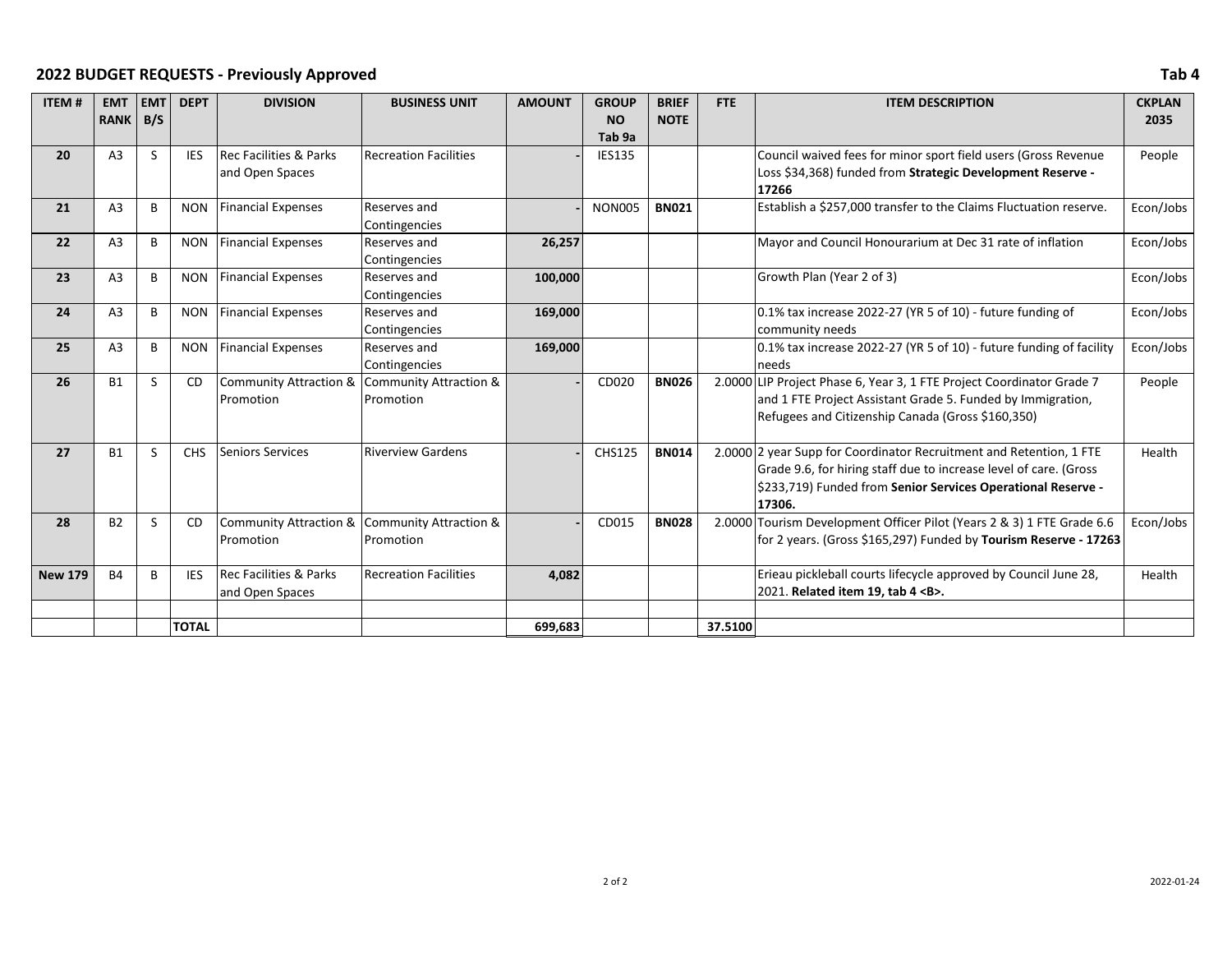## 2022 BUDGET REQUESTS - Previously Approved

Tab 4

| ITEM # | EMT RANK | EMT B/S | DEPT | DIVISION | BUSINESS UNIT | AMOUNT | GROUP NO Tab 9a | BRIEF NOTE | FTE | ITEM DESCRIPTION | CKPLAN 2035 |
|---|---|---|---|---|---|---|---|---|---|---|---|
| 20 | A3 | S | IES | Rec Facilities & Parks and Open Spaces | Recreation Facilities | - | IES135 | | | Council waived fees for minor sport field users (Gross Revenue Loss $34,368) funded from **Strategic Development Reserve - 17266** | People |
| 21 | A3 | B | NON | Financial Expenses | Reserves and Contingencies | - | NON005 | **BN021** | | Establish a $257,000 transfer to the Claims Fluctuation reserve. | Econ/Jobs |
| 22 | A3 | B | NON | Financial Expenses | Reserves and Contingencies | 26,257 | | | | Mayor and Council Honourarium at Dec 31 rate of inflation | Econ/Jobs |
| 23 | A3 | B | NON | Financial Expenses | Reserves and Contingencies | 100,000 | | | | Growth Plan (Year 2 of 3) | Econ/Jobs |
| 24 | A3 | B | NON | Financial Expenses | Reserves and Contingencies | 169,000 | | | | 0.1% tax increase 2022-27 (YR 5 of 10) - future funding of community needs | Econ/Jobs |
| 25 | A3 | B | NON | Financial Expenses | Reserves and Contingencies | 169,000 | | | | 0.1% tax increase 2022-27 (YR 5 of 10) - future funding of facility needs | Econ/Jobs |
| 26 | B1 | S | CD | Community Attraction & Promotion | Community Attraction & Promotion | - | CD020 | **BN026** | 2.0000 | LIP Project Phase 6, Year 3, 1 FTE Project Coordinator Grade 7 and 1 FTE Project Assistant Grade 5. Funded by Immigration, Refugees and Citizenship Canada (Gross $160,350) | People |
| 27 | B1 | S | CHS | Seniors Services | Riverview Gardens | - | CHS125 | **BN014** | 2.0000 | 2 year Supp for Coordinator Recruitment and Retention, 1 FTE Grade 9.6, for hiring staff due to increase level of care. (Gross $233,719) Funded from **Senior Services Operational Reserve - 17306.** | Health |
| 28 | B2 | S | CD | Community Attraction & Promotion | Community Attraction & Promotion | - | CD015 | **BN028** | 2.0000 | Tourism Development Officer Pilot (Years 2 & 3) 1 FTE Grade 6.6 for 2 years. (Gross $165,297) Funded by **Tourism Reserve - 17263** | Econ/Jobs |
| New 179 | B4 | B | IES | Rec Facilities & Parks and Open Spaces | Recreation Facilities | 4,082 | | | | Erieau pickleball courts lifecycle approved by Council June 28, 2021. **Related item 19, tab 4 <B>.** | Health |
| | | | | | | | | | | | |
| | | | TOTAL | | | 699,683 | | | 37.5100 | | |